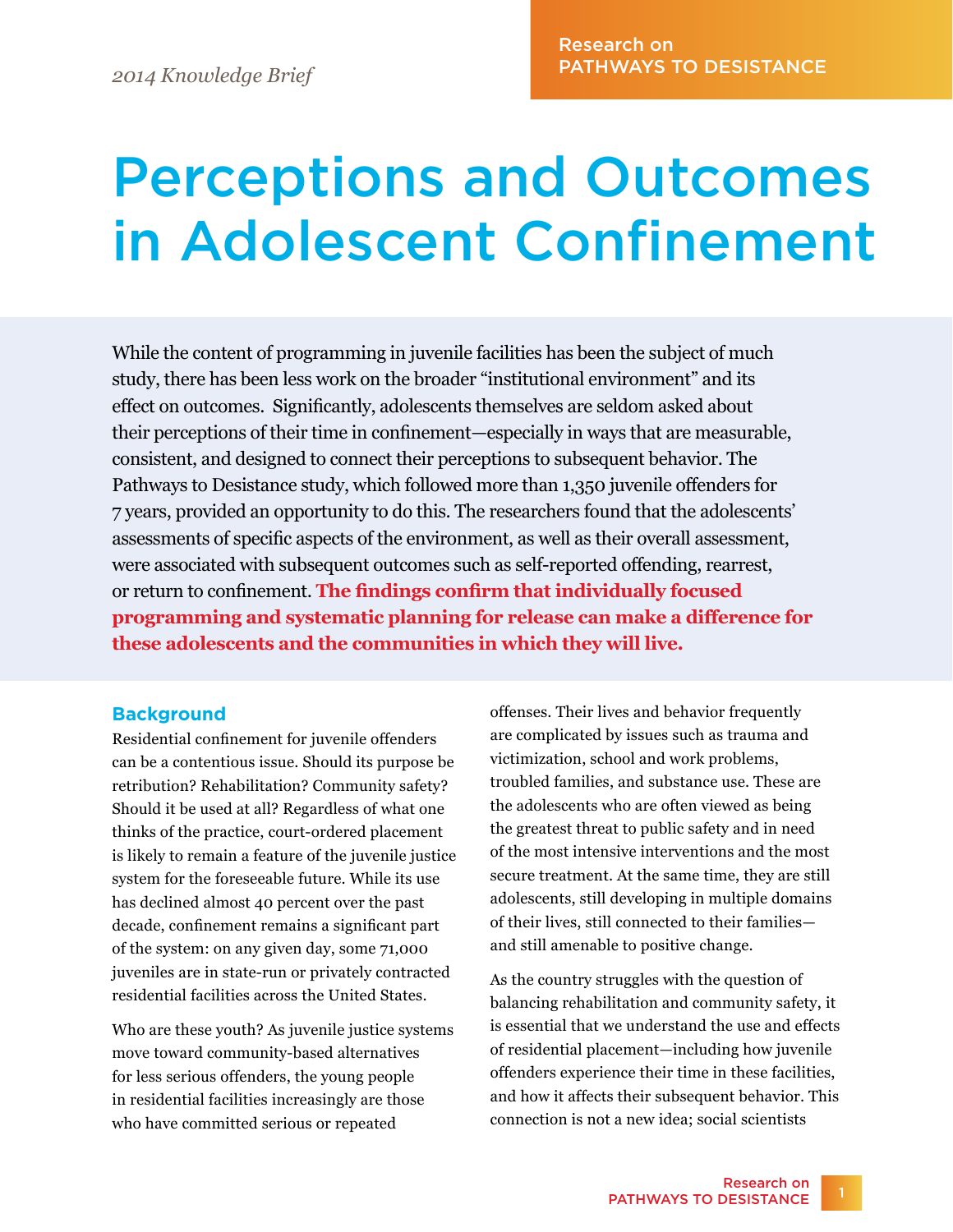*2014 Knowledge Brief*

Research on PATHWAYS TO DESISTANCE

# Perceptions and Outcomes in Adolescent Confinement

While the content of programming in juvenile facilities has been the subject of much study, there has been less work on the broader "institutional environment" and its effect on outcomes. Significantly, adolescents themselves are seldom asked about their perceptions of their time in confinement—especially in ways that are measurable, consistent, and designed to connect their perceptions to subsequent behavior. The Pathways to Desistance study, which followed more than 1,350 juvenile offenders for 7 years, provided an opportunity to do this. The researchers found that the adolescents' assessments of specific aspects of the environment, as well as their overall assessment, were associated with subsequent outcomes such as self-reported offending, rearrest, or return to confinement. **The findings confirm that individually focused programming and systematic planning for release can make a difference for these adolescents and the communities in which they will live.**

## Background

Residential confinement for juvenile offenders can be a contentious issue. Should its purpose be retribution? Rehabilitation? Community safety? Should it be used at all? Regardless of what one thinks of the practice, court-ordered placement is likely to remain a feature of the juvenile justice system for the foreseeable future. While its use has declined almost 40 percent over the past decade, confinement remains a significant part of the system: on any given day, some 71,000 juveniles are in state-run or privately contracted residential facilities across the United States.

Who are these youth? As juvenile justice systems move toward community-based alternatives for less serious offenders, the young people in residential facilities increasingly are those who have committed serious or repeated offenses. Their lives and behavior frequently are complicated by issues such as trauma and victimization, school and work problems, troubled families, and substance use. These are the adolescents who are often viewed as being the greatest threat to public safety and in need of the most intensive interventions and the most secure treatment. At the same time, they are still adolescents, still developing in multiple domains of their lives, still connected to their families—and still amenable to positive change.

As the country struggles with the question of balancing rehabilitation and community safety, it is essential that we understand the use and effects of residential placement—including how juvenile offenders experience their time in these facilities, and how it affects their subsequent behavior. This connection is not a new idea; social scientists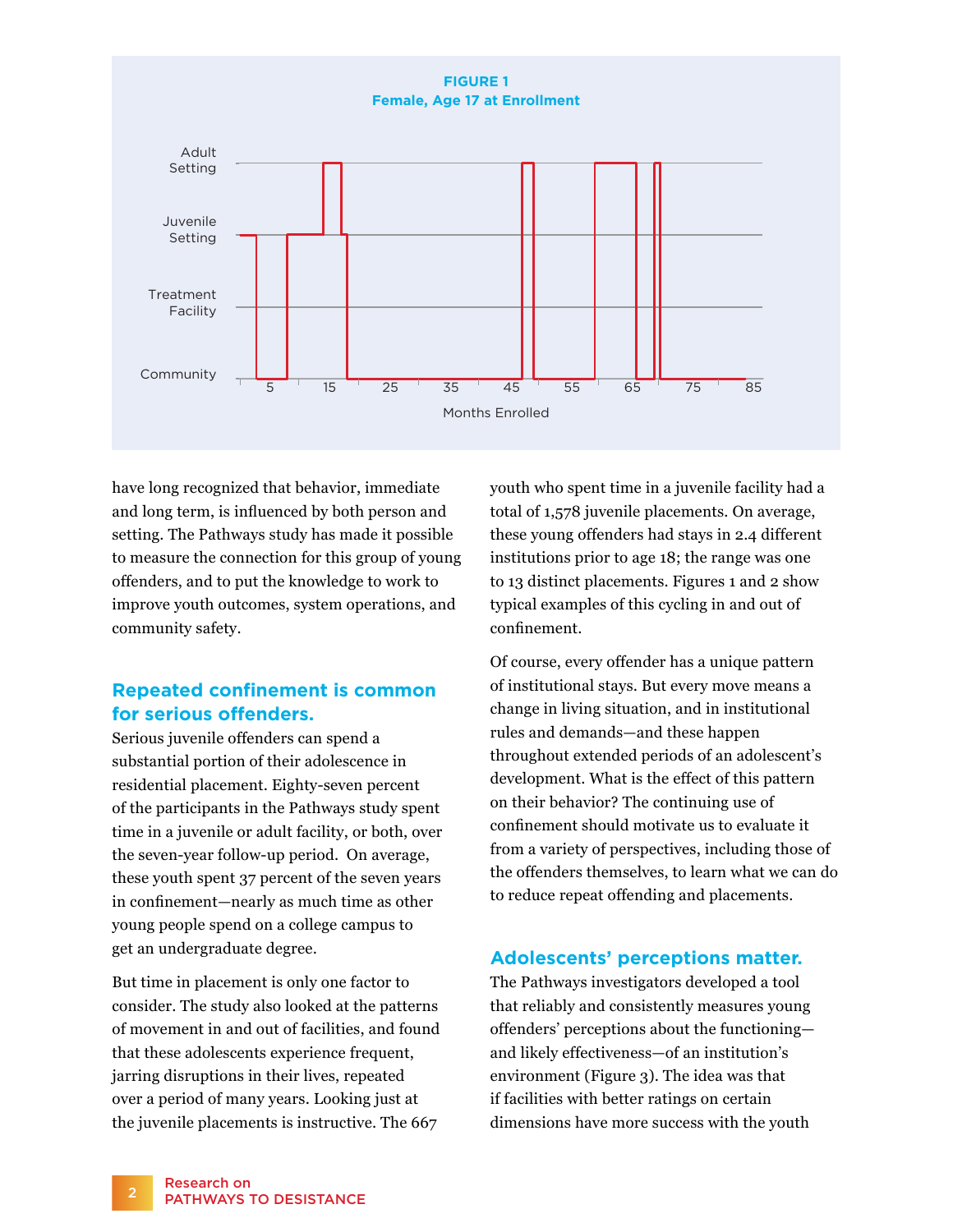**FIGURE 1**
**Female, Age 17 at Enrollment**

have long recognized that behavior, immediate and long term, is influenced by both person and setting. The Pathways study has made it possible to measure the connection for this group of young offenders, and to put the knowledge to work to improve youth outcomes, system operations, and community safety.

## Repeated confinement is common for serious offenders.

Serious juvenile offenders can spend a substantial portion of their adolescence in residential placement. Eighty-seven percent of the participants in the Pathways study spent time in a juvenile or adult facility, or both, over the seven-year follow-up period. On average, these youth spent 37 percent of the seven years in confinement—nearly as much time as other young people spend on a college campus to get an undergraduate degree.

But time in placement is only one factor to consider. The study also looked at the patterns of movement in and out of facilities, and found that these adolescents experience frequent, jarring disruptions in their lives, repeated over a period of many years. Looking just at the juvenile placements is instructive. The 667 youth who spent time in a juvenile facility had a total of 1,578 juvenile placements. On average, these young offenders had stays in 2.4 different institutions prior to age 18; the range was one to 13 distinct placements. Figures 1 and 2 show typical examples of this cycling in and out of confinement.

Of course, every offender has a unique pattern of institutional stays. But every move means a change in living situation, and in institutional rules and demands—and these happen throughout extended periods of an adolescent's development. What is the effect of this pattern on their behavior? The continuing use of confinement should motivate us to evaluate it from a variety of perspectives, including those of the offenders themselves, to learn what we can do to reduce repeat offending and placements.

## Adolescents' perceptions matter.

The Pathways investigators developed a tool that reliably and consistently measures young offenders' perceptions about the functioning—and likely effectiveness—of an institution's environment (Figure 3). The idea was that if facilities with better ratings on certain dimensions have more success with the youth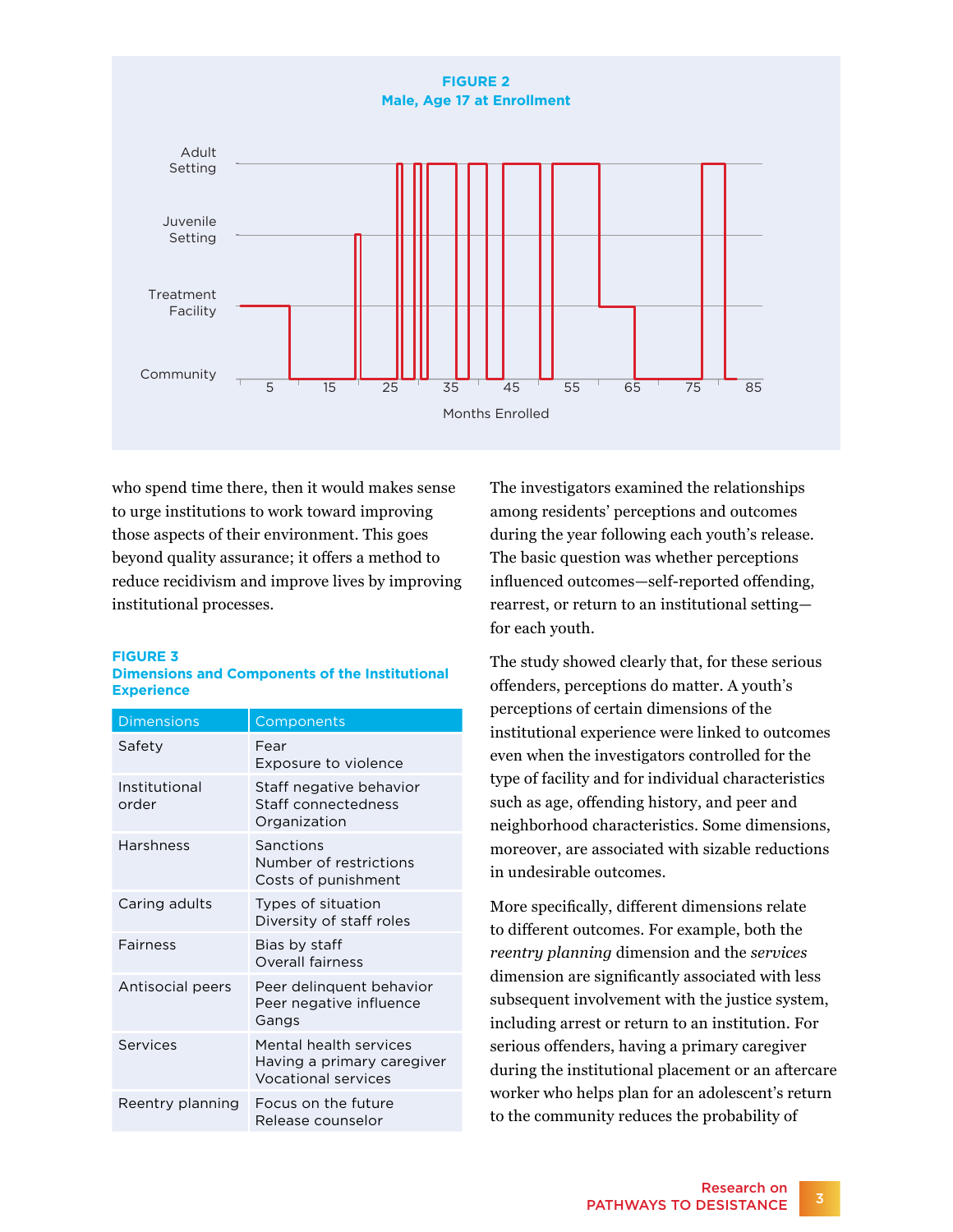**FIGURE 2**
**Male, Age 17 at Enrollment**

Adult Setting

Juvenile Setting

Treatment Facility

Community

5 15 25 35 45 55 65 75 85

Months Enrolled

who spend time there, then it would makes sense to urge institutions to work toward improving those aspects of their environment. This goes beyond quality assurance; it offers a method to reduce recidivism and improve lives by improving institutional processes.

**FIGURE 3**
**Dimensions and Components of the Institutional Experience**

| Dimensions | Components |
|---|---|
| Safety | Fear<br>Exposure to violence |
| Institutional order | Staff negative behavior<br>Staff connectedness<br>Organization |
| Harshness | Sanctions<br>Number of restrictions<br>Costs of punishment |
| Caring adults | Types of situation<br>Diversity of staff roles |
| Fairness | Bias by staff<br>Overall fairness |
| Antisocial peers | Peer delinquent behavior<br>Peer negative influence<br>Gangs |
| Services | Mental health services<br>Having a primary caregiver<br>Vocational services |
| Reentry planning | Focus on the future<br>Release counselor |

The investigators examined the relationships among residents' perceptions and outcomes during the year following each youth's release. The basic question was whether perceptions influenced outcomes—self-reported offending, rearrest, or return to an institutional setting—for each youth.

The study showed clearly that, for these serious offenders, perceptions do matter. A youth's perceptions of certain dimensions of the institutional experience were linked to outcomes even when the investigators controlled for the type of facility and for individual characteristics such as age, offending history, and peer and neighborhood characteristics. Some dimensions, moreover, are associated with sizable reductions in undesirable outcomes.

More specifically, different dimensions relate to different outcomes. For example, both the *reentry planning* dimension and the *services* dimension are significantly associated with less subsequent involvement with the justice system, including arrest or return to an institution. For serious offenders, having a primary caregiver during the institutional placement or an aftercare worker who helps plan for an adolescent's return to the community reduces the probability of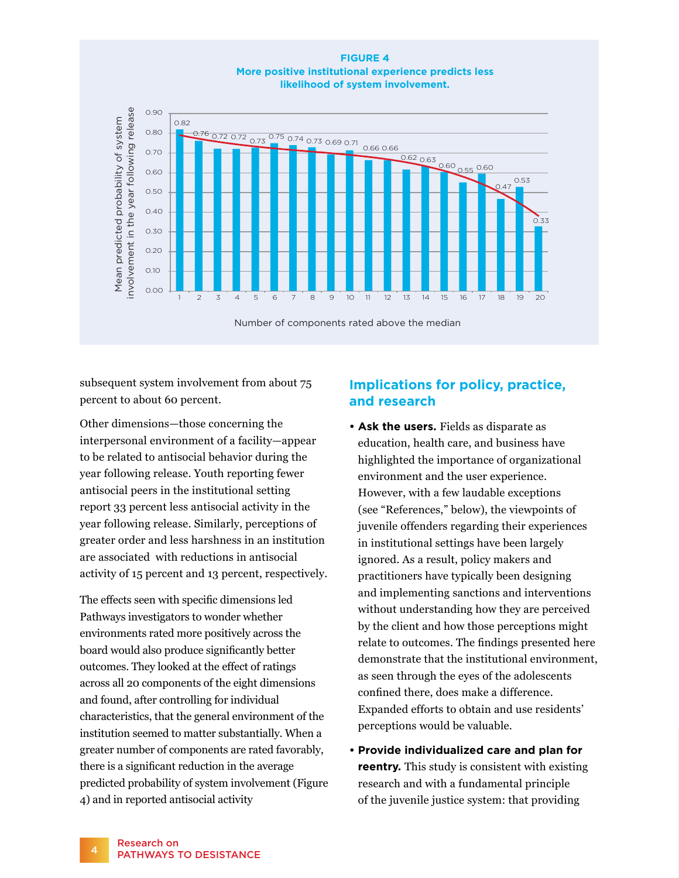**FIGURE 4**
**More positive institutional experience predicts less likelihood of system involvement.**

| Number of components rated above the median | Mean predicted probability of system involvement in the year following release |
|---|---|
| 1 | 0.82 |
| 2 | 0.76 |
| 3 | 0.72 |
| 4 | 0.72 |
| 5 | 0.73 |
| 6 | 0.75 |
| 7 | 0.74 |
| 8 | 0.73 |
| 9 | 0.69 |
| 10 | 0.71 |
| 11 | 0.66 |
| 12 | 0.66 |
| 13 | 0.62 |
| 14 | 0.63 |
| 15 | 0.60 |
| 16 | 0.55 |
| 17 | 0.60 |
| 18 | 0.47 |
| 19 | 0.53 |
| 20 | 0.33 |

subsequent system involvement from about 75 percent to about 60 percent.

Other dimensions—those concerning the interpersonal environment of a facility—appear to be related to antisocial behavior during the year following release. Youth reporting fewer antisocial peers in the institutional setting report 33 percent less antisocial activity in the year following release. Similarly, perceptions of greater order and less harshness in an institution are associated with reductions in antisocial activity of 15 percent and 13 percent, respectively.

The effects seen with specific dimensions led Pathways investigators to wonder whether environments rated more positively across the board would also produce significantly better outcomes. They looked at the effect of ratings across all 20 components of the eight dimensions and found, after controlling for individual characteristics, that the general environment of the institution seemed to matter substantially. When a greater number of components are rated favorably, there is a significant reduction in the average predicted probability of system involvement (Figure 4) and in reported antisocial activity

## Implications for policy, practice, and research

- **Ask the users.** Fields as disparate as education, health care, and business have highlighted the importance of organizational environment and the user experience. However, with a few laudable exceptions (see "References," below), the viewpoints of juvenile offenders regarding their experiences in institutional settings have been largely ignored. As a result, policy makers and practitioners have typically been designing and implementing sanctions and interventions without understanding how they are perceived by the client and how those perceptions might relate to outcomes. The findings presented here demonstrate that the institutional environment, as seen through the eyes of the adolescents confined there, does make a difference. Expanded efforts to obtain and use residents' perceptions would be valuable.
- **Provide individualized care and plan for reentry.** This study is consistent with existing research and with a fundamental principle of the juvenile justice system: that providing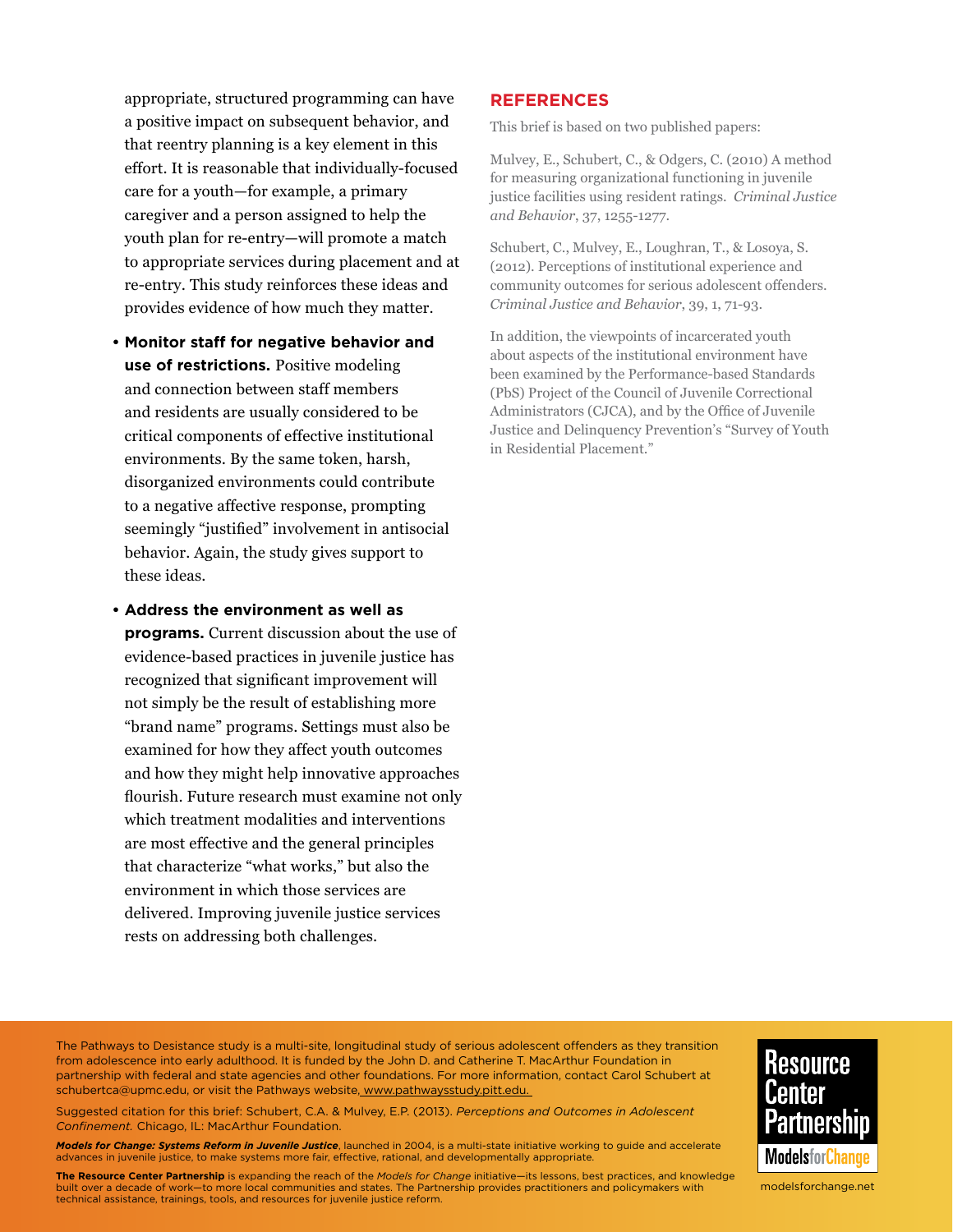appropriate, structured programming can have a positive impact on subsequent behavior, and that reentry planning is a key element in this effort. It is reasonable that individually-focused care for a youth—for example, a primary caregiver and a person assigned to help the youth plan for re-entry—will promote a match to appropriate services during placement and at re-entry. This study reinforces these ideas and provides evidence of how much they matter.

- **Monitor staff for negative behavior and use of restrictions.** Positive modeling and connection between staff members and residents are usually considered to be critical components of effective institutional environments. By the same token, harsh, disorganized environments could contribute to a negative affective response, prompting seemingly "justified" involvement in antisocial behavior. Again, the study gives support to these ideas.

- **Address the environment as well as programs.** Current discussion about the use of evidence-based practices in juvenile justice has recognized that significant improvement will not simply be the result of establishing more "brand name" programs. Settings must also be examined for how they affect youth outcomes and how they might help innovative approaches flourish. Future research must examine not only which treatment modalities and interventions are most effective and the general principles that characterize "what works," but also the environment in which those services are delivered. Improving juvenile justice services rests on addressing both challenges.

## REFERENCES

This brief is based on two published papers:

Mulvey, E., Schubert, C., & Odgers, C. (2010) A method for measuring organizational functioning in juvenile justice facilities using resident ratings. *Criminal Justice and Behavior*, 37, 1255-1277.

Schubert, C., Mulvey, E., Loughran, T., & Losoya, S. (2012). Perceptions of institutional experience and community outcomes for serious adolescent offenders. *Criminal Justice and Behavior*, 39, 1, 71-93.

In addition, the viewpoints of incarcerated youth about aspects of the institutional environment have been examined by the Performance-based Standards (PbS) Project of the Council of Juvenile Correctional Administrators (CJCA), and by the Office of Juvenile Justice and Delinquency Prevention's "Survey of Youth in Residential Placement."

The Pathways to Desistance study is a multi-site, longitudinal study of serious adolescent offenders as they transition from adolescence into early adulthood. It is funded by the John D. and Catherine T. MacArthur Foundation in partnership with federal and state agencies and other foundations. For more information, contact Carol Schubert at schubertca@upmc.edu, or visit the Pathways website, www.pathwaysstudy.pitt.edu.

Suggested citation for this brief: Schubert, C.A. & Mulvey, E.P. (2013). *Perceptions and Outcomes in Adolescent Confinement.* Chicago, IL: MacArthur Foundation.

***Models for Change: Systems Reform in Juvenile Justice***, launched in 2004, is a multi-state initiative working to guide and accelerate advances in juvenile justice, to make systems more fair, effective, rational, and developmentally appropriate.

**The Resource Center Partnership** is expanding the reach of the *Models for Change* initiative—its lessons, best practices, and knowledge built over a decade of work—to more local communities and states. The Partnership provides practitioners and policymakers with technical assistance, trainings, tools, and resources for juvenile justice reform.

Resource Center Partnership

Models for Change

modelsforchange.net